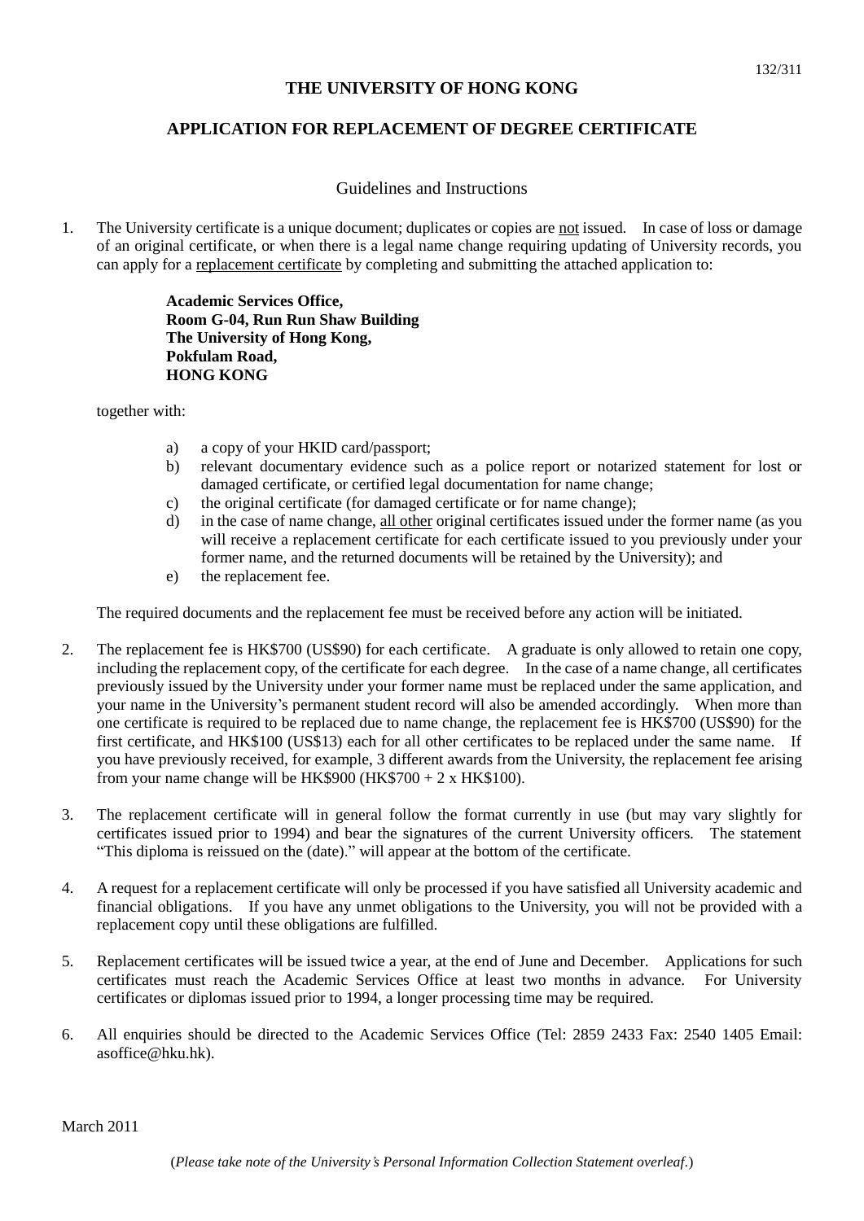132/311

# THE UNIVERSITY OF HONG KONG

## APPLICATION FOR REPLACEMENT OF DEGREE CERTIFICATE

### Guidelines and Instructions

1. The University certificate is a unique document; duplicates or copies are <u>not</u> issued. In case of loss or damage of an original certificate, or when there is a legal name change requiring updating of University records, you can apply for a <u>replacement certificate</u> by completing and submitting the attached application to:

   **Academic Services Office,**
   **Room G-04, Run Run Shaw Building**
   **The University of Hong Kong,**
   **Pokfulam Road,**
   **HONG KONG**

   together with:

   a) a copy of your HKID card/passport;
   b) relevant documentary evidence such as a police report or notarized statement for lost or damaged certificate, or certified legal documentation for name change;
   c) the original certificate (for damaged certificate or for name change);
   d) in the case of name change, <u>all other</u> original certificates issued under the former name (as you will receive a replacement certificate for each certificate issued to you previously under your former name, and the returned documents will be retained by the University); and
   e) the replacement fee.

   The required documents and the replacement fee must be received before any action will be initiated.

2. The replacement fee is HK$700 (US$90) for each certificate. A graduate is only allowed to retain one copy, including the replacement copy, of the certificate for each degree. In the case of a name change, all certificates previously issued by the University under your former name must be replaced under the same application, and your name in the University's permanent student record will also be amended accordingly. When more than one certificate is required to be replaced due to name change, the replacement fee is HK$700 (US$90) for the first certificate, and HK$100 (US$13) each for all other certificates to be replaced under the same name. If you have previously received, for example, 3 different awards from the University, the replacement fee arising from your name change will be HK$900 (HK$700 + 2 x HK$100).

3. The replacement certificate will in general follow the format currently in use (but may vary slightly for certificates issued prior to 1994) and bear the signatures of the current University officers. The statement "This diploma is reissued on the (date)." will appear at the bottom of the certificate.

4. A request for a replacement certificate will only be processed if you have satisfied all University academic and financial obligations. If you have any unmet obligations to the University, you will not be provided with a replacement copy until these obligations are fulfilled.

5. Replacement certificates will be issued twice a year, at the end of June and December. Applications for such certificates must reach the Academic Services Office at least two months in advance. For University certificates or diplomas issued prior to 1994, a longer processing time may be required.

6. All enquiries should be directed to the Academic Services Office (Tel: 2859 2433 Fax: 2540 1405 Email: asoffice@hku.hk).

March 2011

(*Please take note of the University's Personal Information Collection Statement overleaf.*)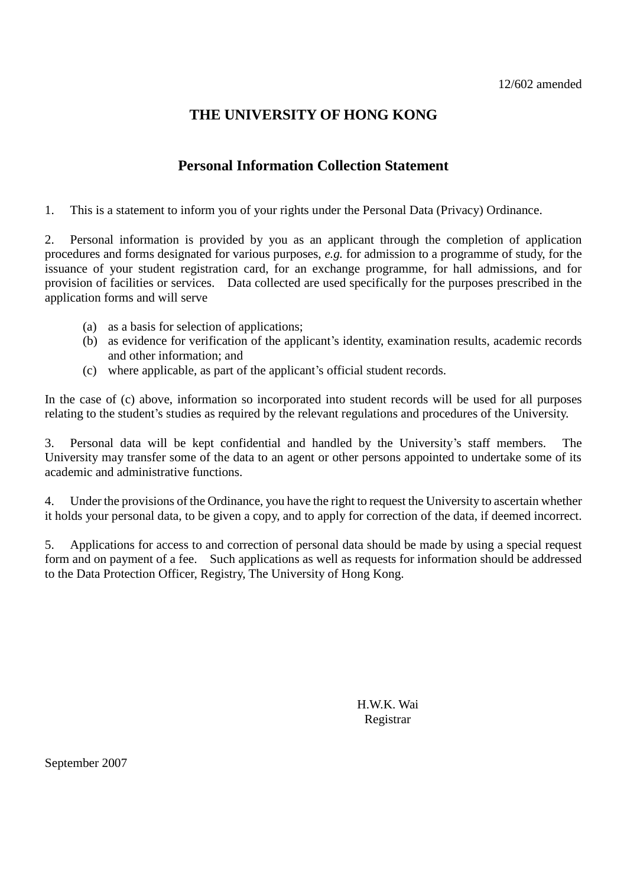12/602 amended

# THE UNIVERSITY OF HONG KONG

## Personal Information Collection Statement

1. This is a statement to inform you of your rights under the Personal Data (Privacy) Ordinance.

2. Personal information is provided by you as an applicant through the completion of application procedures and forms designated for various purposes, *e.g.* for admission to a programme of study, for the issuance of your student registration card, for an exchange programme, for hall admissions, and for provision of facilities or services. Data collected are used specifically for the purposes prescribed in the application forms and will serve

   (a) as a basis for selection of applications;
   (b) as evidence for verification of the applicant's identity, examination results, academic records and other information; and
   (c) where applicable, as part of the applicant's official student records.

In the case of (c) above, information so incorporated into student records will be used for all purposes relating to the student's studies as required by the relevant regulations and procedures of the University.

3. Personal data will be kept confidential and handled by the University's staff members. The University may transfer some of the data to an agent or other persons appointed to undertake some of its academic and administrative functions.

4. Under the provisions of the Ordinance, you have the right to request the University to ascertain whether it holds your personal data, to be given a copy, and to apply for correction of the data, if deemed incorrect.

5. Applications for access to and correction of personal data should be made by using a special request form and on payment of a fee. Such applications as well as requests for information should be addressed to the Data Protection Officer, Registry, The University of Hong Kong.

H.W.K. Wai
Registrar

September 2007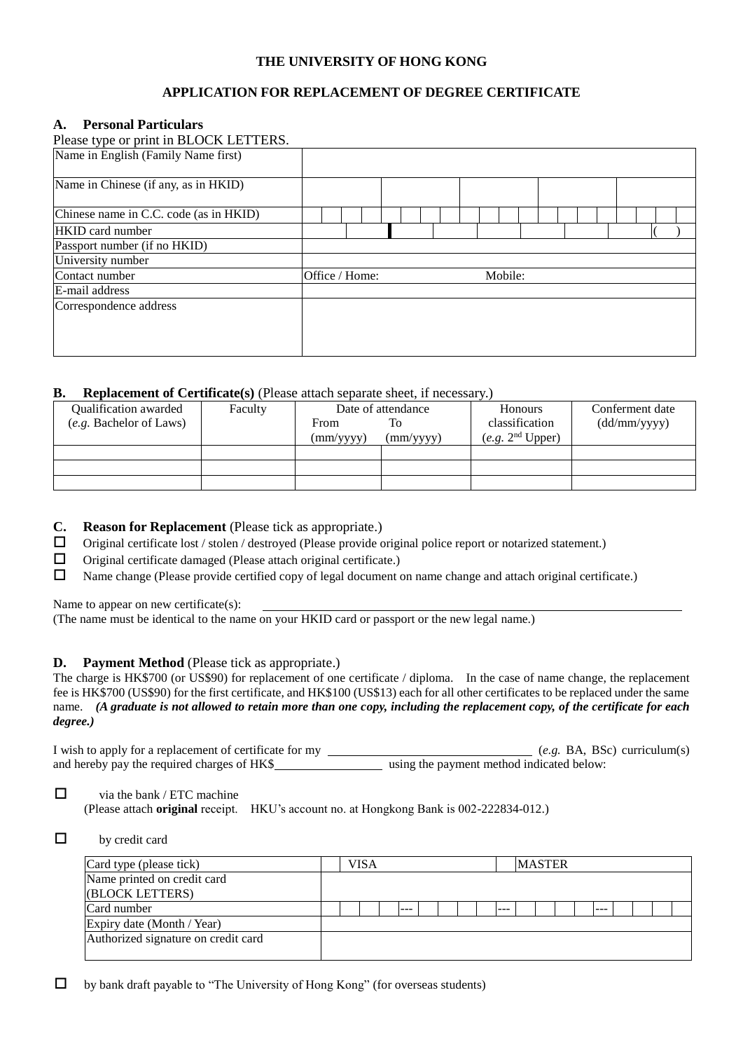**THE UNIVERSITY OF HONG KONG**

**APPLICATION FOR REPLACEMENT OF DEGREE CERTIFICATE**

## A. Personal Particulars

Please type or print in BLOCK LETTERS.

| | |
|---|---|
| Name in English (Family Name first) | |
| Name in Chinese (if any, as in HKID) | |
| Chinese name in C.C. code (as in HKID) | |
| HKID card number | ( ) |
| Passport number (if no HKID) | |
| University number | |
| Contact number | Office / Home: Mobile: |
| E-mail address | |
| Correspondence address | |

## B. Replacement of Certificate(s) (Please attach separate sheet, if necessary.)

| Qualification awarded (*e.g.* Bachelor of Laws) | Faculty | Date of attendance From (mm/yyyy) | To (mm/yyyy) | Honours classification (*e.g.* 2nd Upper) | Conferment date (dd/mm/yyyy) |
|---|---|---|---|---|---|
| | | | | | |
| | | | | | |
| | | | | | |

## C. Reason for Replacement (Please tick as appropriate.)

- ☐ Original certificate lost / stolen / destroyed (Please provide original police report or notarized statement.)
- ☐ Original certificate damaged (Please attach original certificate.)
- ☐ Name change (Please provide certified copy of legal document on name change and attach original certificate.)

Name to appear on new certificate(s): ______________________________

(The name must be identical to the name on your HKID card or passport or the new legal name.)

## D. Payment Method (Please tick as appropriate.)

The charge is HK$700 (or US$90) for replacement of one certificate / diploma. In the case of name change, the replacement fee is HK$700 (US$90) for the first certificate, and HK$100 (US$13) each for all other certificates to be replaced under the same name. ***(A graduate is not allowed to retain more than one copy, including the replacement copy, of the certificate for each degree.)***

I wish to apply for a replacement of certificate for my ______________________ (*e.g.* BA, BSc) curriculum(s) and hereby pay the required charges of HK$______________ using the payment method indicated below:

☐ via the bank / ETC machine
(Please attach **original** receipt. HKU's account no. at Hongkong Bank is 002-222834-012.)

☐ by credit card

| | |
|---|---|
| Card type (please tick) | ☐ VISA ☐ MASTER |
| Name printed on credit card (BLOCK LETTERS) | |
| Card number | ---- ---- ---- |
| Expiry date (Month / Year) | |
| Authorized signature on credit card | |

☐ by bank draft payable to "The University of Hong Kong" (for overseas students)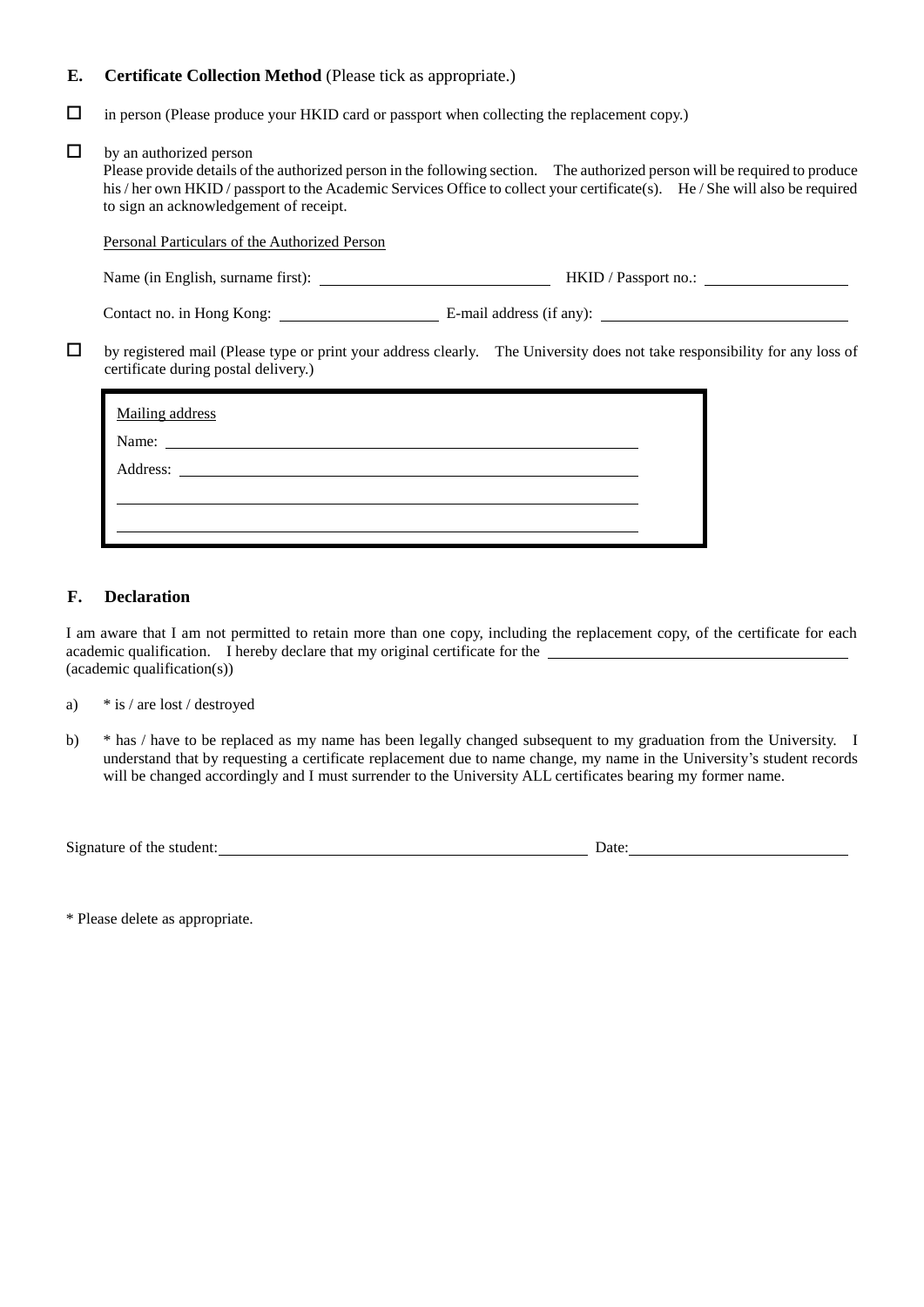## E. Certificate Collection Method (Please tick as appropriate.)

☐ in person (Please produce your HKID card or passport when collecting the replacement copy.)

☐ by an authorized person
Please provide details of the authorized person in the following section. The authorized person will be required to produce his / her own HKID / passport to the Academic Services Office to collect your certificate(s). He / She will also be required to sign an acknowledgement of receipt.

Personal Particulars of the Authorized Person

Name (in English, surname first): ____________________ HKID / Passport no.: ____________________

Contact no. in Hong Kong: ____________________ E-mail address (if any): ____________________

☐ by registered mail (Please type or print your address clearly. The University does not take responsibility for any loss of certificate during postal delivery.)

Mailing address

Name: ____________________

Address: ____________________

____________________

____________________

## F. Declaration

I am aware that I am not permitted to retain more than one copy, including the replacement copy, of the certificate for each academic qualification. I hereby declare that my original certificate for the ____________________ (academic qualification(s))

a) * is / are lost / destroyed

b) * has / have to be replaced as my name has been legally changed subsequent to my graduation from the University. I understand that by requesting a certificate replacement due to name change, my name in the University's student records will be changed accordingly and I must surrender to the University ALL certificates bearing my former name.

Signature of the student: ____________________ Date: ____________________

* Please delete as appropriate.